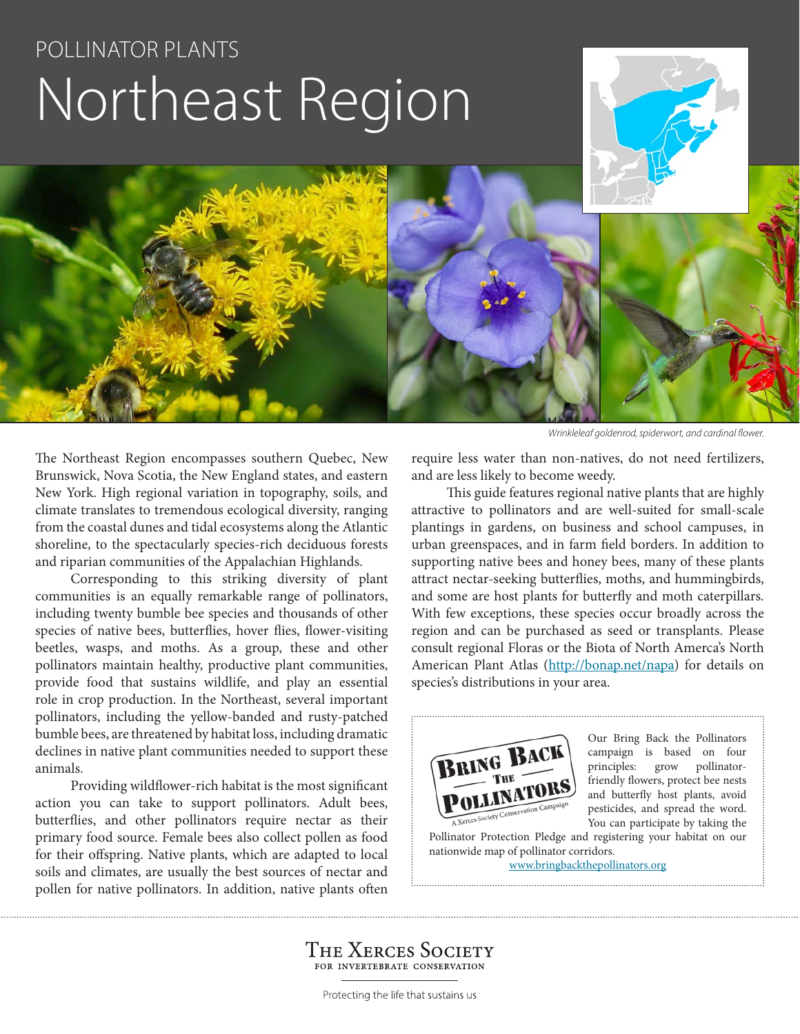POLLINATOR PLANTS

# Northeast Region

*Wrinkleleaf goldenrod, spiderwort, and cardinal flower.*

The Northeast Region encompasses southern Quebec, New Brunswick, Nova Scotia, the New England states, and eastern New York. High regional variation in topography, soils, and climate translates to tremendous ecological diversity, ranging from the coastal dunes and tidal ecosystems along the Atlantic shoreline, to the spectacularly species-rich deciduous forests and riparian communities of the Appalachian Highlands.

Corresponding to this striking diversity of plant communities is an equally remarkable range of pollinators, including twenty bumble bee species and thousands of other species of native bees, butterflies, hover flies, flower-visiting beetles, wasps, and moths. As a group, these and other pollinators maintain healthy, productive plant communities, provide food that sustains wildlife, and play an essential role in crop production. In the Northeast, several important pollinators, including the yellow-banded and rusty-patched bumble bees, are threatened by habitat loss, including dramatic declines in native plant communities needed to support these animals.

Providing wildflower-rich habitat is the most significant action you can take to support pollinators. Adult bees, butterflies, and other pollinators require nectar as their primary food source. Female bees also collect pollen as food for their offspring. Native plants, which are adapted to local soils and climates, are usually the best sources of nectar and pollen for native pollinators. In addition, native plants often require less water than non-natives, do not need fertilizers, and are less likely to become weedy.

This guide features regional native plants that are highly attractive to pollinators and are well-suited for small-scale plantings in gardens, on business and school campuses, in urban greenspaces, and in farm field borders. In addition to supporting native bees and honey bees, many of these plants attract nectar-seeking butterflies, moths, and hummingbirds, and some are host plants for butterfly and moth caterpillars. With few exceptions, these species occur broadly across the region and can be purchased as seed or transplants. Please consult regional Floras or the Biota of North Amerca's North American Plant Atlas (http://bonap.net/napa) for details on species's distributions in your area.

**Bring Back the Pollinators** — A Xerces Society Conservation Campaign

Our Bring Back the Pollinators campaign is based on four principles: grow pollinator-friendly flowers, protect bee nests and butterfly host plants, avoid pesticides, and spread the word. You can participate by taking the Pollinator Protection Pledge and registering your habitat on our nationwide map of pollinator corridors.

www.bringbackthepollinators.org

THE XERCES SOCIETY
FOR INVERTEBRATE CONSERVATION

Protecting the life that sustains us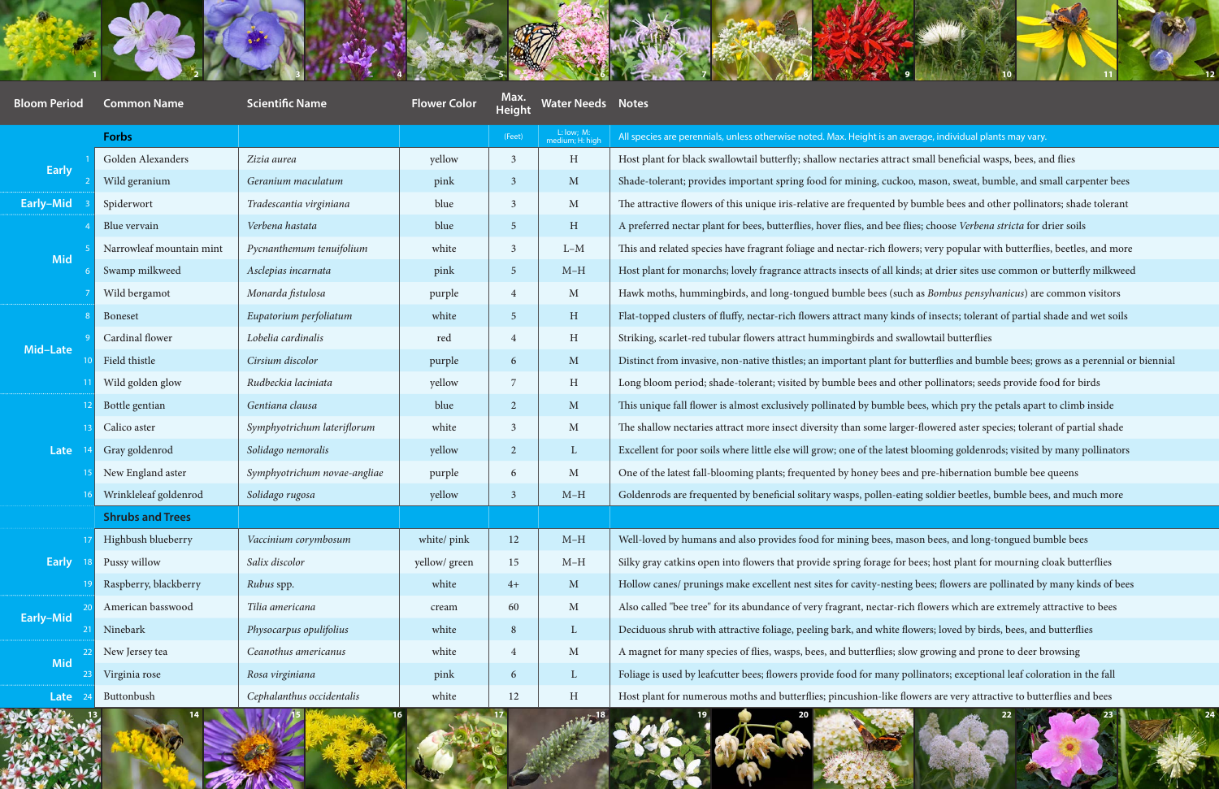| Bloom Period | | Common Name | Scientific Name | Flower Color | Max. Height | Water Needs | Notes |
|---|---|---|---|---|---|---|---|
| | | **Forbs** | | | (Feet) | L: low; M: medium; H: high | All species are perennials, unless otherwise noted. Max. Height is an average, individual plants may vary. |
| Early | 1 | Golden Alexanders | *Zizia aurea* | yellow | 3 | H | Host plant for black swallowtail butterfly; shallow nectaries attract small beneficial wasps, bees, and flies |
| | 2 | Wild geranium | *Geranium maculatum* | pink | 3 | M | Shade-tolerant; provides important spring food for mining, cuckoo, mason, sweat, bumble, and small carpenter bees |
| Early–Mid | 3 | Spiderwort | *Tradescantia virginiana* | blue | 3 | M | The attractive flowers of this unique iris-relative are frequented by bumble bees and other pollinators; shade tolerant |
| Mid | 4 | Blue vervain | *Verbena hastata* | blue | 5 | H | A preferred nectar plant for bees, butterflies, hover flies, and bee flies; choose *Verbena stricta* for drier soils |
| | 5 | Narrowleaf mountain mint | *Pycnanthemum tenuifolium* | white | 3 | L–M | This and related species have fragrant foliage and nectar-rich flowers; very popular with butterflies, beetles, and more |
| | 6 | Swamp milkweed | *Asclepias incarnata* | pink | 5 | M–H | Host plant for monarchs; lovely fragrance attracts insects of all kinds; at drier sites use common or butterfly milkweed |
| | 7 | Wild bergamot | *Monarda fistulosa* | purple | 4 | M | Hawk moths, hummingbirds, and long-tongued bumble bees (such as *Bombus pensylvanicus*) are common visitors |
| Mid–Late | 8 | Boneset | *Eupatorium perfoliatum* | white | 5 | H | Flat-topped clusters of fluffy, nectar-rich flowers attract many kinds of insects; tolerant of partial shade and wet soils |
| | 9 | Cardinal flower | *Lobelia cardinalis* | red | 4 | H | Striking, scarlet-red tubular flowers attract hummingbirds and swallowtail butterflies |
| | 10 | Field thistle | *Cirsium discolor* | purple | 6 | M | Distinct from invasive, non-native thistles; an important plant for butterflies and bumble bees; grows as a perennial or biennial |
| | 11 | Wild golden glow | *Rudbeckia laciniata* | yellow | 7 | H | Long bloom period; shade-tolerant; visited by bumble bees and other pollinators; seeds provide food for birds |
| Late | 12 | Bottle gentian | *Gentiana clausa* | blue | 2 | M | This unique fall flower is almost exclusively pollinated by bumble bees, which pry the petals apart to climb inside |
| | 13 | Calico aster | *Symphyotrichum lateriflorum* | white | 3 | M | The shallow nectaries attract more insect diversity than some larger-flowered aster species; tolerant of partial shade |
| | 14 | Gray goldenrod | *Solidago nemoralis* | yellow | 2 | L | Excellent for poor soils where little else will grow; one of the latest blooming goldenrods; visited by many pollinators |
| | 15 | New England aster | *Symphyotrichum novae-angliae* | purple | 6 | M | One of the latest fall-blooming plants; frequented by honey bees and pre-hibernation bumble bee queens |
| | 16 | Wrinkleleaf goldenrod | *Solidago rugosa* | yellow | 3 | M–H | Goldenrods are frequented by beneficial solitary wasps, pollen-eating soldier beetles, bumble bees, and much more |
| | | **Shrubs and Trees** | | | | | |
| Early | 17 | Highbush blueberry | *Vaccinium corymbosum* | white/ pink | 12 | M–H | Well-loved by humans and also provides food for mining bees, mason bees, and long-tongued bumble bees |
| | 18 | Pussy willow | *Salix discolor* | yellow/ green | 15 | M–H | Silky gray catkins open into flowers that provide spring forage for bees; host plant for mourning cloak butterflies |
| | 19 | Raspberry, blackberry | *Rubus* spp. | white | 4+ | M | Hollow canes/ prunings make excellent nest sites for cavity-nesting bees; flowers are pollinated by many kinds of bees |
| Early–Mid | 20 | American basswood | *Tilia americana* | cream | 60 | M | Also called "bee tree" for its abundance of very fragrant, nectar-rich flowers which are extremely attractive to bees |
| | 21 | Ninebark | *Physocarpus opulifolius* | white | 8 | L | Deciduous shrub with attractive foliage, peeling bark, and white flowers; loved by birds, bees, and butterflies |
| Mid | 22 | New Jersey tea | *Ceanothus americanus* | white | 4 | M | A magnet for many species of flies, wasps, bees, and butterflies; slow growing and prone to deer browsing |
| | 23 | Virginia rose | *Rosa virginiana* | pink | 6 | L | Foliage is used by leafcutter bees; flowers provide food for many pollinators; exceptional leaf coloration in the fall |
| Late | 24 | Buttonbush | *Cephalanthus occidentalis* | white | 12 | H | Host plant for numerous moths and butterflies; pincushion-like flowers are very attractive to butterflies and bees |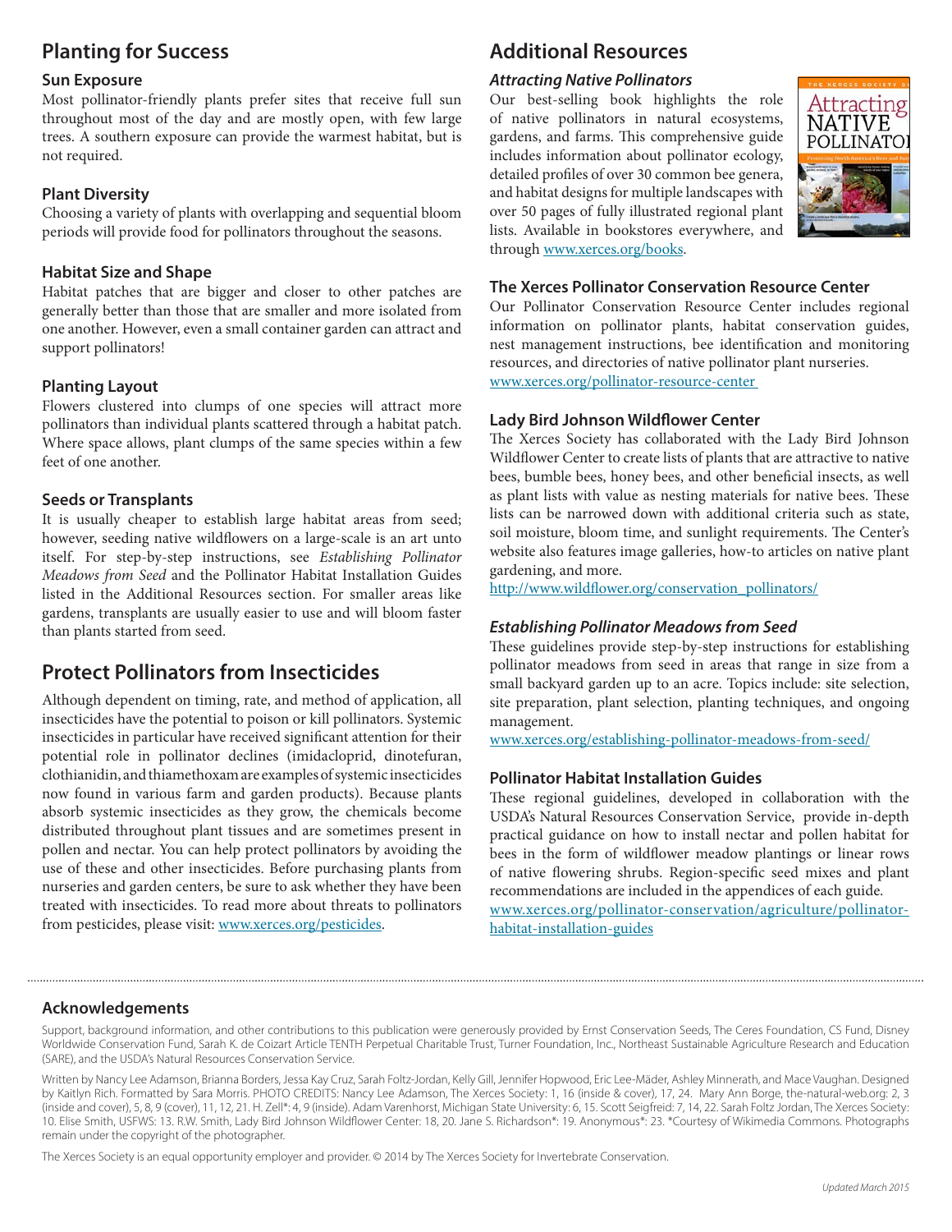## Planting for Success

### Sun Exposure

Most pollinator-friendly plants prefer sites that receive full sun throughout most of the day and are mostly open, with few large trees. A southern exposure can provide the warmest habitat, but is not required.

### Plant Diversity

Choosing a variety of plants with overlapping and sequential bloom periods will provide food for pollinators throughout the seasons.

### Habitat Size and Shape

Habitat patches that are bigger and closer to other patches are generally better than those that are smaller and more isolated from one another. However, even a small container garden can attract and support pollinators!

### Planting Layout

Flowers clustered into clumps of one species will attract more pollinators than individual plants scattered through a habitat patch. Where space allows, plant clumps of the same species within a few feet of one another.

### Seeds or Transplants

It is usually cheaper to establish large habitat areas from seed; however, seeding native wildflowers on a large-scale is an art unto itself. For step-by-step instructions, see *Establishing Pollinator Meadows from Seed* and the Pollinator Habitat Installation Guides listed in the Additional Resources section. For smaller areas like gardens, transplants are usually easier to use and will bloom faster than plants started from seed.

## Protect Pollinators from Insecticides

Although dependent on timing, rate, and method of application, all insecticides have the potential to poison or kill pollinators. Systemic insecticides in particular have received significant attention for their potential role in pollinator declines (imidacloprid, dinotefuran, clothianidin, and thiamethoxam are examples of systemic insecticides now found in various farm and garden products). Because plants absorb systemic insecticides as they grow, the chemicals become distributed throughout plant tissues and are sometimes present in pollen and nectar. You can help protect pollinators by avoiding the use of these and other insecticides. Before purchasing plants from nurseries and garden centers, be sure to ask whether they have been treated with insecticides. To read more about threats to pollinators from pesticides, please visit: www.xerces.org/pesticides.

## Additional Resources

### *Attracting Native Pollinators*

Our best-selling book highlights the role of native pollinators in natural ecosystems, gardens, and farms. This comprehensive guide includes information about pollinator ecology, detailed profiles of over 30 common bee genera, and habitat designs for multiple landscapes with over 50 pages of fully illustrated regional plant lists. Available in bookstores everywhere, and through www.xerces.org/books.

### The Xerces Pollinator Conservation Resource Center

Our Pollinator Conservation Resource Center includes regional information on pollinator plants, habitat conservation guides, nest management instructions, bee identification and monitoring resources, and directories of native pollinator plant nurseries.
www.xerces.org/pollinator-resource-center

### Lady Bird Johnson Wildflower Center

The Xerces Society has collaborated with the Lady Bird Johnson Wildflower Center to create lists of plants that are attractive to native bees, bumble bees, honey bees, and other beneficial insects, as well as plant lists with value as nesting materials for native bees. These lists can be narrowed down with additional criteria such as state, soil moisture, bloom time, and sunlight requirements. The Center's website also features image galleries, how-to articles on native plant gardening, and more.
http://www.wildflower.org/conservation_pollinators/

### *Establishing Pollinator Meadows from Seed*

These guidelines provide step-by-step instructions for establishing pollinator meadows from seed in areas that range in size from a small backyard garden up to an acre. Topics include: site selection, site preparation, plant selection, planting techniques, and ongoing management.
www.xerces.org/establishing-pollinator-meadows-from-seed/

### Pollinator Habitat Installation Guides

These regional guidelines, developed in collaboration with the USDA's Natural Resources Conservation Service, provide in-depth practical guidance on how to install nectar and pollen habitat for bees in the form of wildflower meadow plantings or linear rows of native flowering shrubs. Region-specific seed mixes and plant recommendations are included in the appendices of each guide.
www.xerces.org/pollinator-conservation/agriculture/pollinator-habitat-installation-guides

---

### Acknowledgements

Support, background information, and other contributions to this publication were generously provided by Ernst Conservation Seeds, The Ceres Foundation, CS Fund, Disney Worldwide Conservation Fund, Sarah K. de Coizart Article TENTH Perpetual Charitable Trust, Turner Foundation, Inc., Northeast Sustainable Agriculture Research and Education (SARE), and the USDA's Natural Resources Conservation Service.

Written by Nancy Lee Adamson, Brianna Borders, Jessa Kay Cruz, Sarah Foltz-Jordan, Kelly Gill, Jennifer Hopwood, Eric Lee-Mäder, Ashley Minnerath, and Mace Vaughan. Designed by Kaitlyn Rich. Formatted by Sara Morris. PHOTO CREDITS: Nancy Lee Adamson, The Xerces Society: 1, 16 (inside & cover), 17, 24. Mary Ann Borge, the-natural-web.org: 2, 3 (inside and cover), 5, 8, 9 (cover), 11, 12, 21. H. Zell*: 4, 9 (inside). Adam Varenhorst, Michigan State University: 6, 15. Scott Seigfreid: 7, 14, 22. Sarah Foltz Jordan, The Xerces Society: 10. Elise Smith, USFWS: 13. R.W. Smith, Lady Bird Johnson Wildflower Center: 18, 20. Jane S. Richardson*: 19. Anonymous*: 23. *Courtesy of Wikimedia Commons. Photographs remain under the copyright of the photographer.

The Xerces Society is an equal opportunity employer and provider. © 2014 by The Xerces Society for Invertebrate Conservation.

*Updated March 2015*